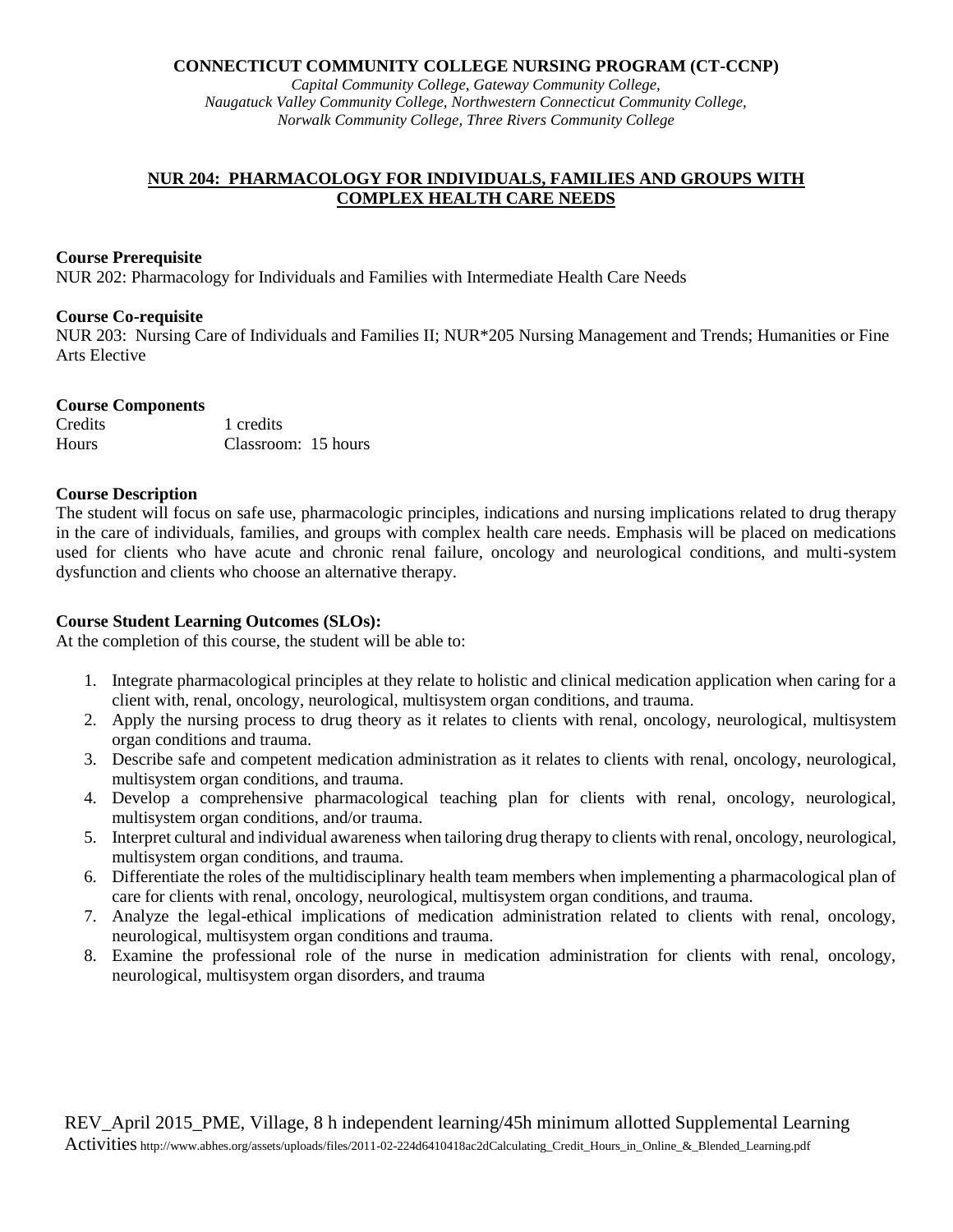**CONNECTICUT COMMUNITY COLLEGE NURSING PROGRAM (CT-CCNP)**

*Capital Community College, Gateway Community College,*
*Naugatuck Valley Community College, Northwestern Connecticut Community College,*
*Norwalk Community College, Three Rivers Community College*

# NUR 204: PHARMACOLOGY FOR INDIVIDUALS, FAMILIES AND GROUPS WITH COMPLEX HEALTH CARE NEEDS

**Course Prerequisite**

NUR 202: Pharmacology for Individuals and Families with Intermediate Health Care Needs

**Course Co-requisite**

NUR 203: Nursing Care of Individuals and Families II; NUR*205 Nursing Management and Trends; Humanities or Fine Arts Elective

**Course Components**

| | |
|---|---|
| Credits | 1 credits |
| Hours | Classroom: 15 hours |

**Course Description**

The student will focus on safe use, pharmacologic principles, indications and nursing implications related to drug therapy in the care of individuals, families, and groups with complex health care needs. Emphasis will be placed on medications used for clients who have acute and chronic renal failure, oncology and neurological conditions, and multi-system dysfunction and clients who choose an alternative therapy.

**Course Student Learning Outcomes (SLOs):**

At the completion of this course, the student will be able to:

1. Integrate pharmacological principles at they relate to holistic and clinical medication application when caring for a client with, renal, oncology, neurological, multisystem organ conditions, and trauma.
2. Apply the nursing process to drug theory as it relates to clients with renal, oncology, neurological, multisystem organ conditions and trauma.
3. Describe safe and competent medication administration as it relates to clients with renal, oncology, neurological, multisystem organ conditions, and trauma.
4. Develop a comprehensive pharmacological teaching plan for clients with renal, oncology, neurological, multisystem organ conditions, and/or trauma.
5. Interpret cultural and individual awareness when tailoring drug therapy to clients with renal, oncology, neurological, multisystem organ conditions, and trauma.
6. Differentiate the roles of the multidisciplinary health team members when implementing a pharmacological plan of care for clients with renal, oncology, neurological, multisystem organ conditions, and trauma.
7. Analyze the legal-ethical implications of medication administration related to clients with renal, oncology, neurological, multisystem organ conditions and trauma.
8. Examine the professional role of the nurse in medication administration for clients with renal, oncology, neurological, multisystem organ disorders, and trauma

REV_April 2015_PME, Village, 8 h independent learning/45h minimum allotted Supplemental Learning Activities http://www.abhes.org/assets/uploads/files/2011-02-224d6410418ac2dCalculating_Credit_Hours_in_Online_&_Blended_Learning.pdf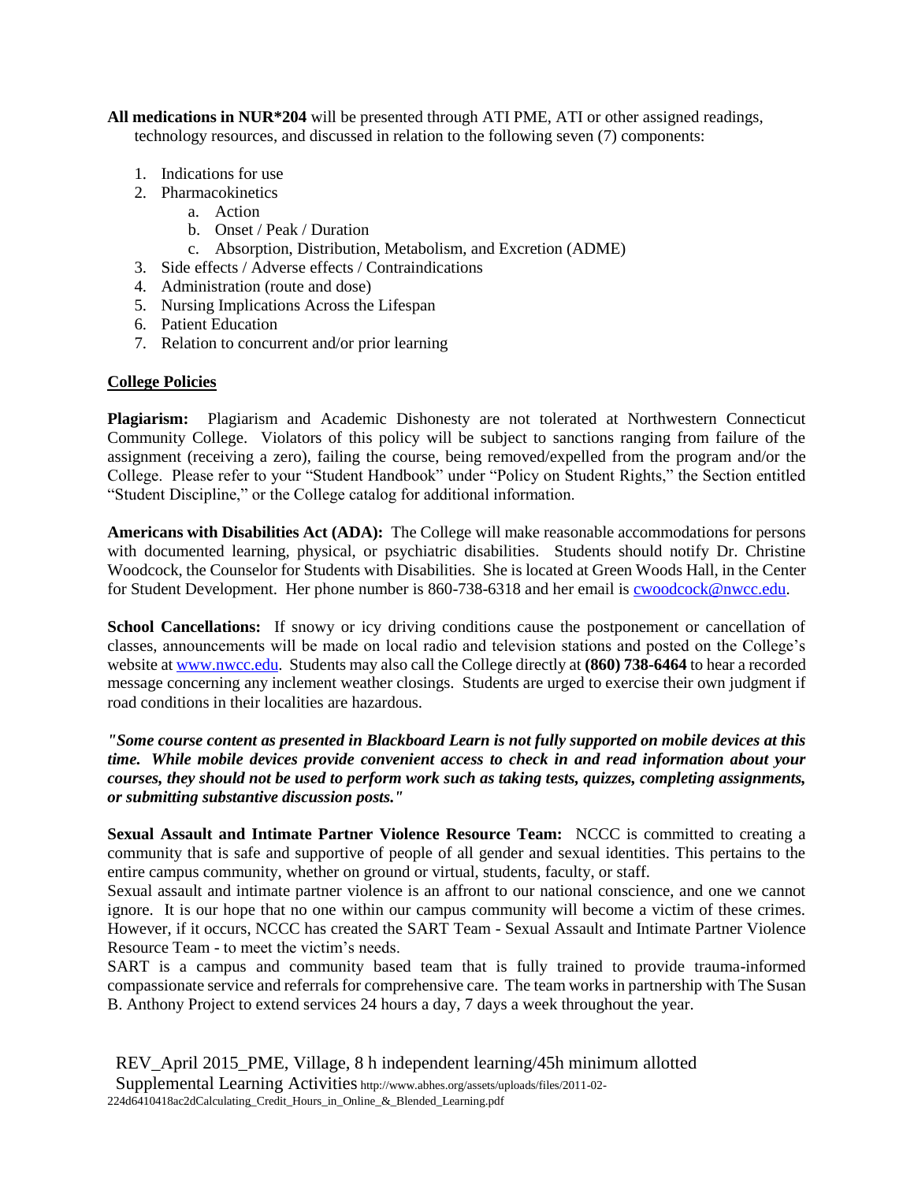**All medications in NUR*204** will be presented through ATI PME, ATI or other assigned readings, technology resources, and discussed in relation to the following seven (7) components:

1. Indications for use
2. Pharmacokinetics
   a. Action
   b. Onset / Peak / Duration
   c. Absorption, Distribution, Metabolism, and Excretion (ADME)
3. Side effects / Adverse effects / Contraindications
4. Administration (route and dose)
5. Nursing Implications Across the Lifespan
6. Patient Education
7. Relation to concurrent and/or prior learning

**College Policies**

**Plagiarism:** Plagiarism and Academic Dishonesty are not tolerated at Northwestern Connecticut Community College. Violators of this policy will be subject to sanctions ranging from failure of the assignment (receiving a zero), failing the course, being removed/expelled from the program and/or the College. Please refer to your "Student Handbook" under "Policy on Student Rights," the Section entitled "Student Discipline," or the College catalog for additional information.

**Americans with Disabilities Act (ADA):** The College will make reasonable accommodations for persons with documented learning, physical, or psychiatric disabilities. Students should notify Dr. Christine Woodcock, the Counselor for Students with Disabilities. She is located at Green Woods Hall, in the Center for Student Development. Her phone number is 860-738-6318 and her email is cwoodcock@nwcc.edu.

**School Cancellations:** If snowy or icy driving conditions cause the postponement or cancellation of classes, announcements will be made on local radio and television stations and posted on the College's website at www.nwcc.edu. Students may also call the College directly at **(860) 738-6464** to hear a recorded message concerning any inclement weather closings. Students are urged to exercise their own judgment if road conditions in their localities are hazardous.

***"Some course content as presented in Blackboard Learn is not fully supported on mobile devices at this time. While mobile devices provide convenient access to check in and read information about your courses, they should not be used to perform work such as taking tests, quizzes, completing assignments, or submitting substantive discussion posts."***

**Sexual Assault and Intimate Partner Violence Resource Team:** NCCC is committed to creating a community that is safe and supportive of people of all gender and sexual identities. This pertains to the entire campus community, whether on ground or virtual, students, faculty, or staff.

Sexual assault and intimate partner violence is an affront to our national conscience, and one we cannot ignore. It is our hope that no one within our campus community will become a victim of these crimes. However, if it occurs, NCCC has created the SART Team - Sexual Assault and Intimate Partner Violence Resource Team - to meet the victim's needs.

SART is a campus and community based team that is fully trained to provide trauma-informed compassionate service and referrals for comprehensive care. The team works in partnership with The Susan B. Anthony Project to extend services 24 hours a day, 7 days a week throughout the year.

REV_April 2015_PME, Village, 8 h independent learning/45h minimum allotted Supplemental Learning Activities http://www.abhes.org/assets/uploads/files/2011-02-224d6410418ac2dCalculating_Credit_Hours_in_Online_&_Blended_Learning.pdf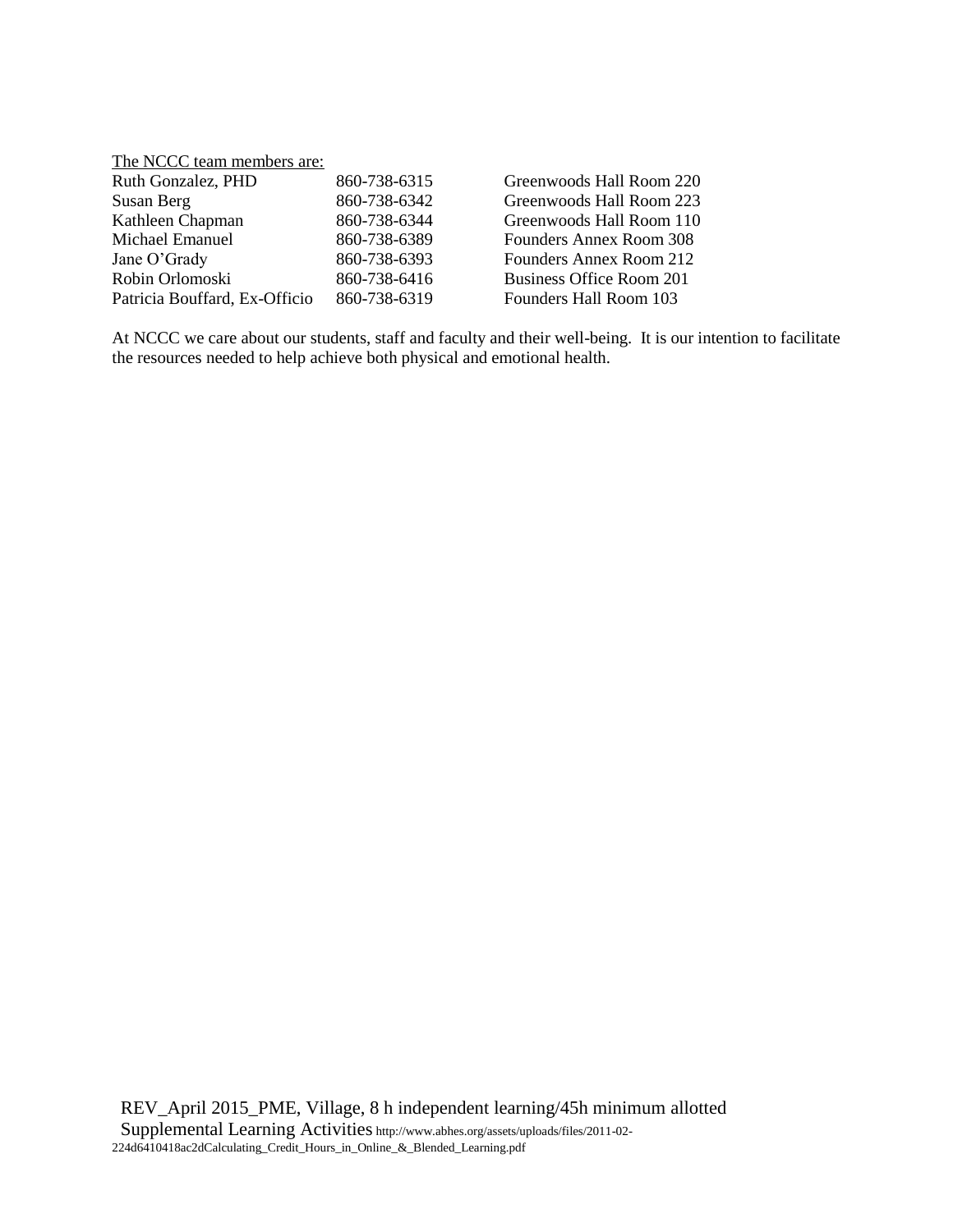<u>The NCCC team members are:</u>

| | | |
|---|---|---|
| Ruth Gonzalez, PHD | 860-738-6315 | Greenwoods Hall Room 220 |
| Susan Berg | 860-738-6342 | Greenwoods Hall Room 223 |
| Kathleen Chapman | 860-738-6344 | Greenwoods Hall Room 110 |
| Michael Emanuel | 860-738-6389 | Founders Annex Room 308 |
| Jane O'Grady | 860-738-6393 | Founders Annex Room 212 |
| Robin Orlomoski | 860-738-6416 | Business Office Room 201 |
| Patricia Bouffard, Ex-Officio | 860-738-6319 | Founders Hall Room 103 |

At NCCC we care about our students, staff and faculty and their well-being. It is our intention to facilitate the resources needed to help achieve both physical and emotional health.

REV_April 2015_PME, Village, 8 h independent learning/45h minimum allotted
Supplemental Learning Activities http://www.abhes.org/assets/uploads/files/2011-02-224d6410418ac2dCalculating_Credit_Hours_in_Online_&_Blended_Learning.pdf